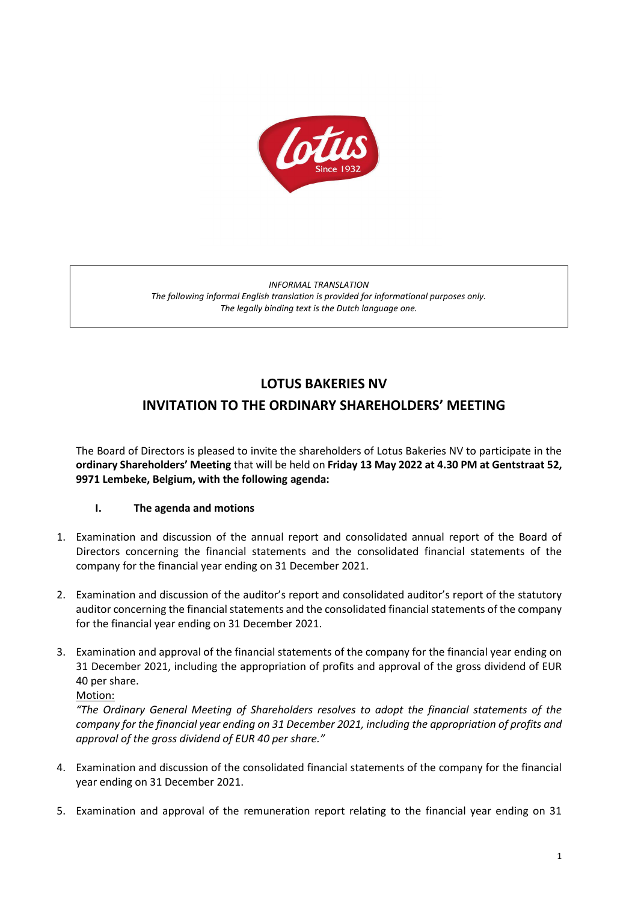*INFORMAL TRANSLATION*
*The following informal English translation is provided for informational purposes only.*
*The legally binding text is the Dutch language one.*

# LOTUS BAKERIES NV

# INVITATION TO THE ORDINARY SHAREHOLDERS' MEETING

The Board of Directors is pleased to invite the shareholders of Lotus Bakeries NV to participate in the **ordinary Shareholders' Meeting** that will be held on **Friday 13 May 2022 at 4.30 PM at Gentstraat 52, 9971 Lembeke, Belgium, with the following agenda:**

## I. The agenda and motions

1. Examination and discussion of the annual report and consolidated annual report of the Board of Directors concerning the financial statements and the consolidated financial statements of the company for the financial year ending on 31 December 2021.

2. Examination and discussion of the auditor's report and consolidated auditor's report of the statutory auditor concerning the financial statements and the consolidated financial statements of the company for the financial year ending on 31 December 2021.

3. Examination and approval of the financial statements of the company for the financial year ending on 31 December 2021, including the appropriation of profits and approval of the gross dividend of EUR 40 per share.
   Motion:
   *"The Ordinary General Meeting of Shareholders resolves to adopt the financial statements of the company for the financial year ending on 31 December 2021, including the appropriation of profits and approval of the gross dividend of EUR 40 per share."*

4. Examination and discussion of the consolidated financial statements of the company for the financial year ending on 31 December 2021.

5. Examination and approval of the remuneration report relating to the financial year ending on 31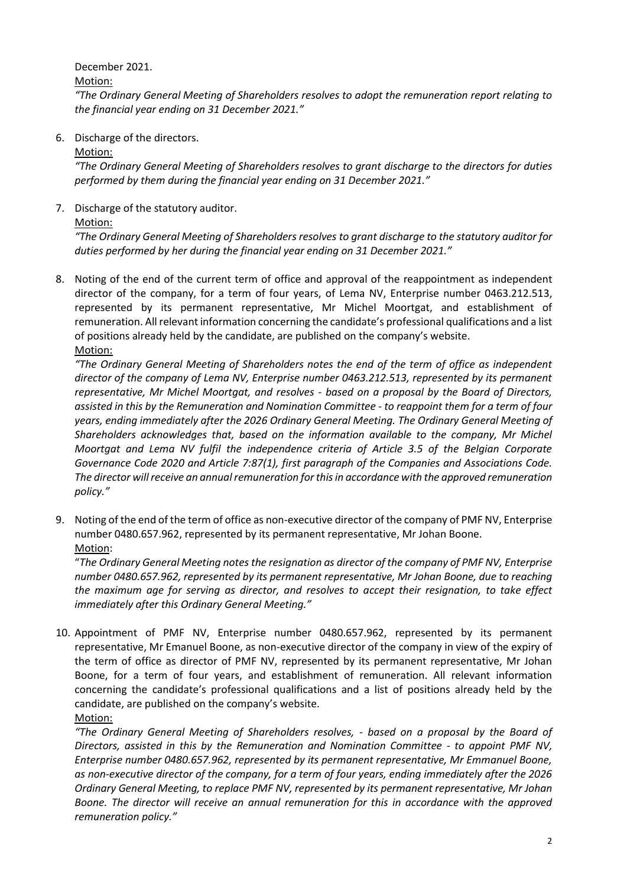December 2021.

Motion:

*"The Ordinary General Meeting of Shareholders resolves to adopt the remuneration report relating to the financial year ending on 31 December 2021."*

6. Discharge of the directors.

   Motion:

   *"The Ordinary General Meeting of Shareholders resolves to grant discharge to the directors for duties performed by them during the financial year ending on 31 December 2021."*

7. Discharge of the statutory auditor.

   Motion:

   *"The Ordinary General Meeting of Shareholders resolves to grant discharge to the statutory auditor for duties performed by her during the financial year ending on 31 December 2021."*

8. Noting of the end of the current term of office and approval of the reappointment as independent director of the company, for a term of four years, of Lema NV, Enterprise number 0463.212.513, represented by its permanent representative, Mr Michel Moortgat, and establishment of remuneration. All relevant information concerning the candidate's professional qualifications and a list of positions already held by the candidate, are published on the company's website.

   Motion:

   *"The Ordinary General Meeting of Shareholders notes the end of the term of office as independent director of the company of Lema NV, Enterprise number 0463.212.513, represented by its permanent representative, Mr Michel Moortgat, and resolves - based on a proposal by the Board of Directors, assisted in this by the Remuneration and Nomination Committee - to reappoint them for a term of four years, ending immediately after the 2026 Ordinary General Meeting. The Ordinary General Meeting of Shareholders acknowledges that, based on the information available to the company, Mr Michel Moortgat and Lema NV fulfil the independence criteria of Article 3.5 of the Belgian Corporate Governance Code 2020 and Article 7:87(1), first paragraph of the Companies and Associations Code. The director will receive an annual remuneration for this in accordance with the approved remuneration policy."*

9. Noting of the end of the term of office as non-executive director of the company of PMF NV, Enterprise number 0480.657.962, represented by its permanent representative, Mr Johan Boone.

   Motion:

   "*The Ordinary General Meeting notes the resignation as director of the company of PMF NV, Enterprise number 0480.657.962, represented by its permanent representative, Mr Johan Boone, due to reaching the maximum age for serving as director, and resolves to accept their resignation, to take effect immediately after this Ordinary General Meeting."*

10. Appointment of PMF NV, Enterprise number 0480.657.962, represented by its permanent representative, Mr Emanuel Boone, as non-executive director of the company in view of the expiry of the term of office as director of PMF NV, represented by its permanent representative, Mr Johan Boone, for a term of four years, and establishment of remuneration. All relevant information concerning the candidate's professional qualifications and a list of positions already held by the candidate, are published on the company's website.

    Motion:

    *"The Ordinary General Meeting of Shareholders resolves, - based on a proposal by the Board of Directors, assisted in this by the Remuneration and Nomination Committee - to appoint PMF NV, Enterprise number 0480.657.962, represented by its permanent representative, Mr Emmanuel Boone, as non-executive director of the company, for a term of four years, ending immediately after the 2026 Ordinary General Meeting, to replace PMF NV, represented by its permanent representative, Mr Johan Boone. The director will receive an annual remuneration for this in accordance with the approved remuneration policy."*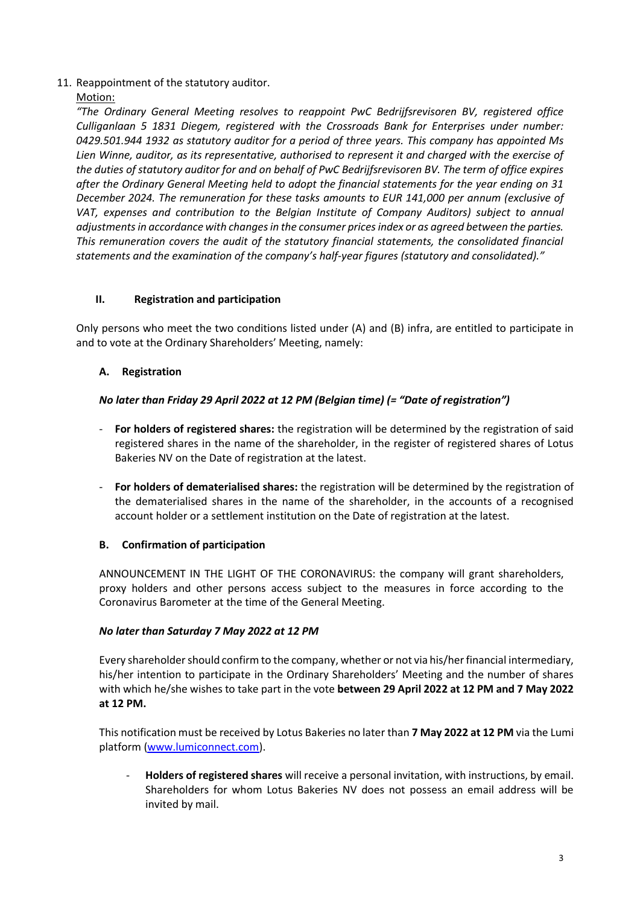11. Reappointment of the statutory auditor.

    Motion:

    *"The Ordinary General Meeting resolves to reappoint PwC Bedrijfsrevisoren BV, registered office Culliganlaan 5 1831 Diegem, registered with the Crossroads Bank for Enterprises under number: 0429.501.944 1932 as statutory auditor for a period of three years. This company has appointed Ms Lien Winne, auditor, as its representative, authorised to represent it and charged with the exercise of the duties of statutory auditor for and on behalf of PwC Bedrijfsrevisoren BV. The term of office expires after the Ordinary General Meeting held to adopt the financial statements for the year ending on 31 December 2024. The remuneration for these tasks amounts to EUR 141,000 per annum (exclusive of VAT, expenses and contribution to the Belgian Institute of Company Auditors) subject to annual adjustments in accordance with changes in the consumer prices index or as agreed between the parties. This remuneration covers the audit of the statutory financial statements, the consolidated financial statements and the examination of the company's half-year figures (statutory and consolidated)."*

## II. Registration and participation

Only persons who meet the two conditions listed under (A) and (B) infra, are entitled to participate in and to vote at the Ordinary Shareholders' Meeting, namely:

### A. Registration

***No later than Friday 29 April 2022 at 12 PM (Belgian time) (= "Date of registration")***

- **For holders of registered shares:** the registration will be determined by the registration of said registered shares in the name of the shareholder, in the register of registered shares of Lotus Bakeries NV on the Date of registration at the latest.
- **For holders of dematerialised shares:** the registration will be determined by the registration of the dematerialised shares in the name of the shareholder, in the accounts of a recognised account holder or a settlement institution on the Date of registration at the latest.

### B. Confirmation of participation

ANNOUNCEMENT IN THE LIGHT OF THE CORONAVIRUS: the company will grant shareholders, proxy holders and other persons access subject to the measures in force according to the Coronavirus Barometer at the time of the General Meeting.

***No later than Saturday 7 May 2022 at 12 PM***

Every shareholder should confirm to the company, whether or not via his/her financial intermediary, his/her intention to participate in the Ordinary Shareholders' Meeting and the number of shares with which he/she wishes to take part in the vote **between 29 April 2022 at 12 PM and 7 May 2022 at 12 PM.**

This notification must be received by Lotus Bakeries no later than **7 May 2022 at 12 PM** via the Lumi platform (www.lumiconnect.com).

- **Holders of registered shares** will receive a personal invitation, with instructions, by email. Shareholders for whom Lotus Bakeries NV does not possess an email address will be invited by mail.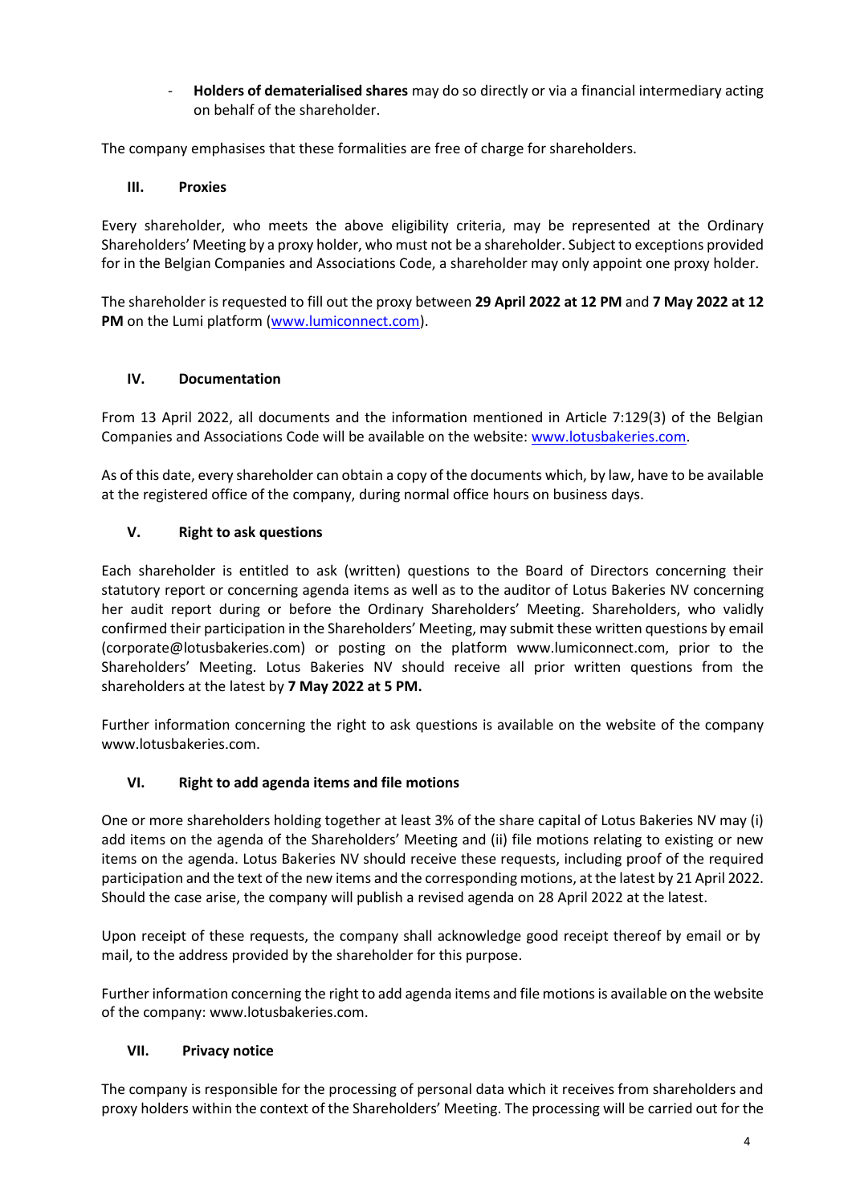- **Holders of dematerialised shares** may do so directly or via a financial intermediary acting on behalf of the shareholder.

The company emphasises that these formalities are free of charge for shareholders.

## III. Proxies

Every shareholder, who meets the above eligibility criteria, may be represented at the Ordinary Shareholders' Meeting by a proxy holder, who must not be a shareholder. Subject to exceptions provided for in the Belgian Companies and Associations Code, a shareholder may only appoint one proxy holder.

The shareholder is requested to fill out the proxy between **29 April 2022 at 12 PM** and **7 May 2022 at 12 PM** on the Lumi platform (www.lumiconnect.com).

## IV. Documentation

From 13 April 2022, all documents and the information mentioned in Article 7:129(3) of the Belgian Companies and Associations Code will be available on the website: www.lotusbakeries.com.

As of this date, every shareholder can obtain a copy of the documents which, by law, have to be available at the registered office of the company, during normal office hours on business days.

## V. Right to ask questions

Each shareholder is entitled to ask (written) questions to the Board of Directors concerning their statutory report or concerning agenda items as well as to the auditor of Lotus Bakeries NV concerning her audit report during or before the Ordinary Shareholders' Meeting. Shareholders, who validly confirmed their participation in the Shareholders' Meeting, may submit these written questions by email (corporate@lotusbakeries.com) or posting on the platform www.lumiconnect.com, prior to the Shareholders' Meeting. Lotus Bakeries NV should receive all prior written questions from the shareholders at the latest by **7 May 2022 at 5 PM.**

Further information concerning the right to ask questions is available on the website of the company www.lotusbakeries.com.

## VI. Right to add agenda items and file motions

One or more shareholders holding together at least 3% of the share capital of Lotus Bakeries NV may (i) add items on the agenda of the Shareholders' Meeting and (ii) file motions relating to existing or new items on the agenda. Lotus Bakeries NV should receive these requests, including proof of the required participation and the text of the new items and the corresponding motions, at the latest by 21 April 2022. Should the case arise, the company will publish a revised agenda on 28 April 2022 at the latest.

Upon receipt of these requests, the company shall acknowledge good receipt thereof by email or by mail, to the address provided by the shareholder for this purpose.

Further information concerning the right to add agenda items and file motions is available on the website of the company: www.lotusbakeries.com.

## VII. Privacy notice

The company is responsible for the processing of personal data which it receives from shareholders and proxy holders within the context of the Shareholders' Meeting. The processing will be carried out for the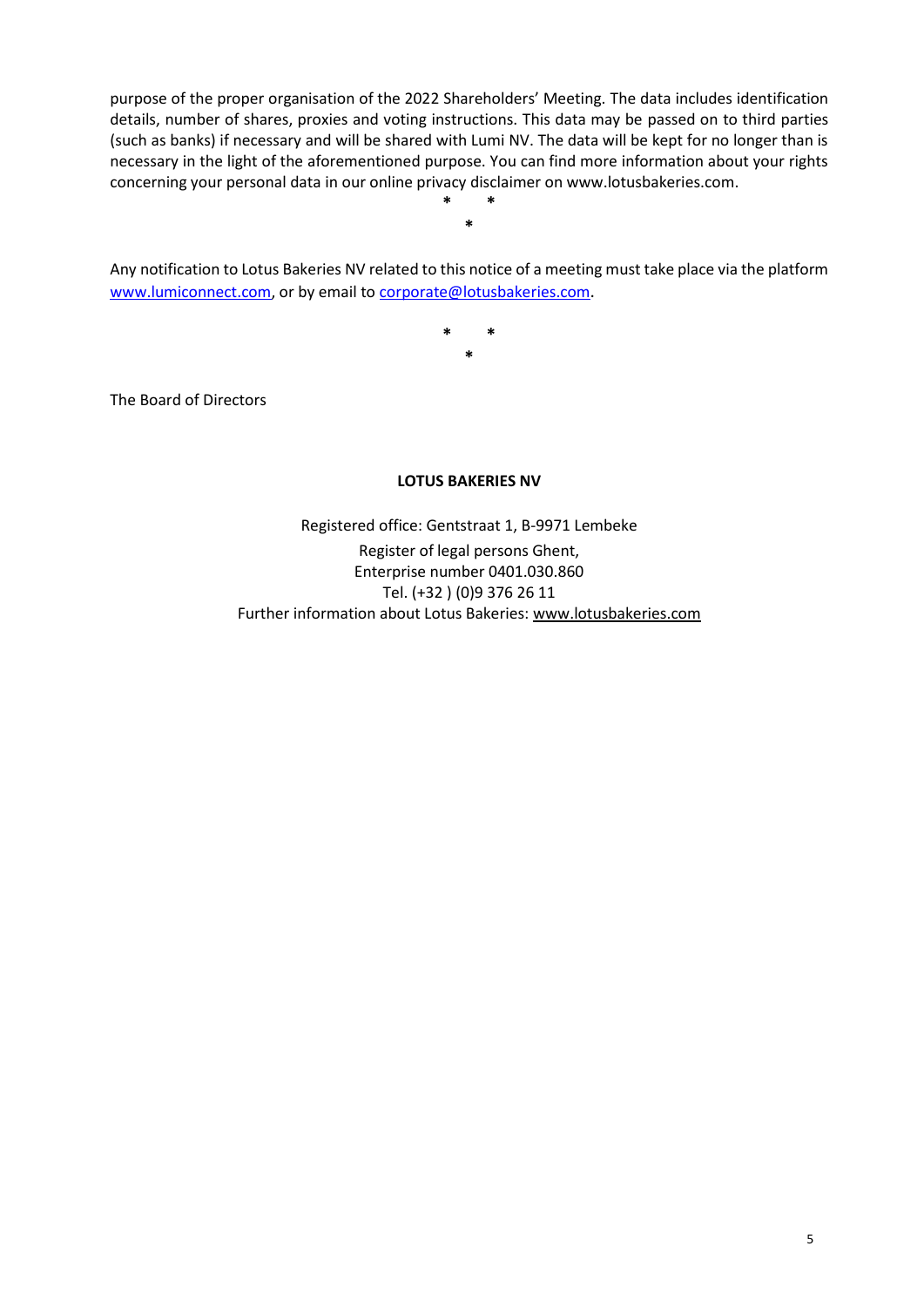purpose of the proper organisation of the 2022 Shareholders' Meeting. The data includes identification details, number of shares, proxies and voting instructions. This data may be passed on to third parties (such as banks) if necessary and will be shared with Lumi NV. The data will be kept for no longer than is necessary in the light of the aforementioned purpose. You can find more information about your rights concerning your personal data in our online privacy disclaimer on www.lotusbakeries.com.

\* \*
\*

Any notification to Lotus Bakeries NV related to this notice of a meeting must take place via the platform [www.lumiconnect.com](http://www.lumiconnect.com), or by email to [corporate@lotusbakeries.com](mailto:corporate@lotusbakeries.com).

\* \*
\*

The Board of Directors

**LOTUS BAKERIES NV**

Registered office: Gentstraat 1, B-9971 Lembeke

Register of legal persons Ghent,
Enterprise number 0401.030.860
Tel. (+32 ) (0)9 376 26 11
Further information about Lotus Bakeries: [www.lotusbakeries.com](http://www.lotusbakeries.com)